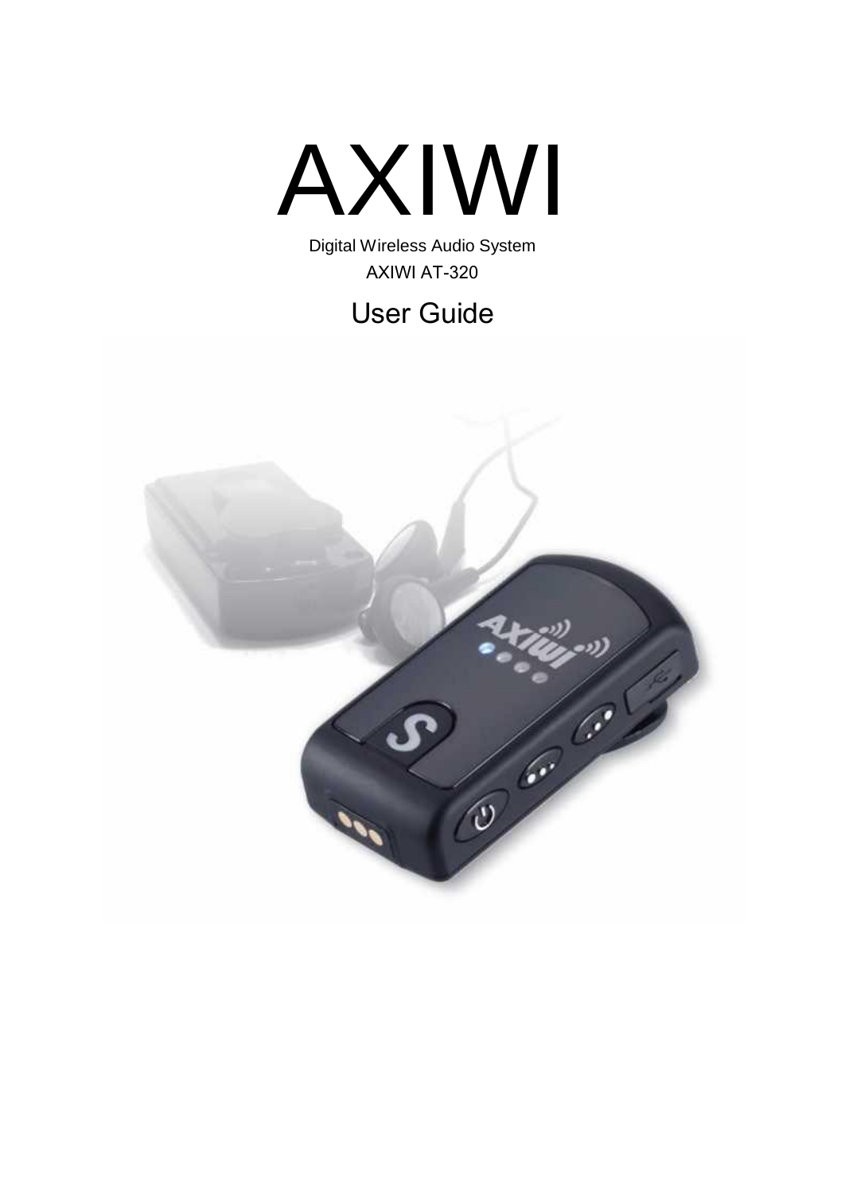# AXIWI

Digital Wireless Audio System

AXIWI AT-320

## User Guide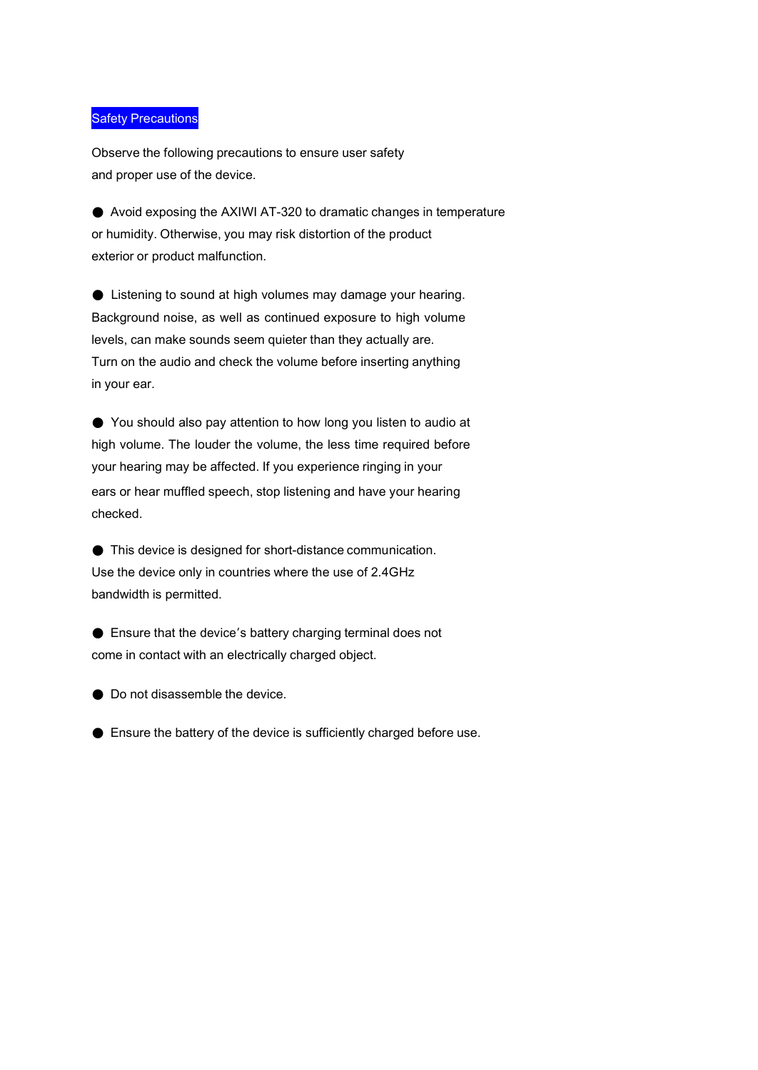## Safety Precautions

Observe the following precautions to ensure user safety and proper use of the device.

- Avoid exposing the AXIWI AT-320 to dramatic changes in temperature or humidity. Otherwise, you may risk distortion of the product exterior or product malfunction.

- Listening to sound at high volumes may damage your hearing. Background noise, as well as continued exposure to high volume levels, can make sounds seem quieter than they actually are. Turn on the audio and check the volume before inserting anything in your ear.

- You should also pay attention to how long you listen to audio at high volume. The louder the volume, the less time required before your hearing may be affected. If you experience ringing in your ears or hear muffled speech, stop listening and have your hearing checked.

- This device is designed for short-distance communication. Use the device only in countries where the use of 2.4GHz bandwidth is permitted.

- Ensure that the device's battery charging terminal does not come in contact with an electrically charged object.

- Do not disassemble the device.

- Ensure the battery of the device is sufficiently charged before use.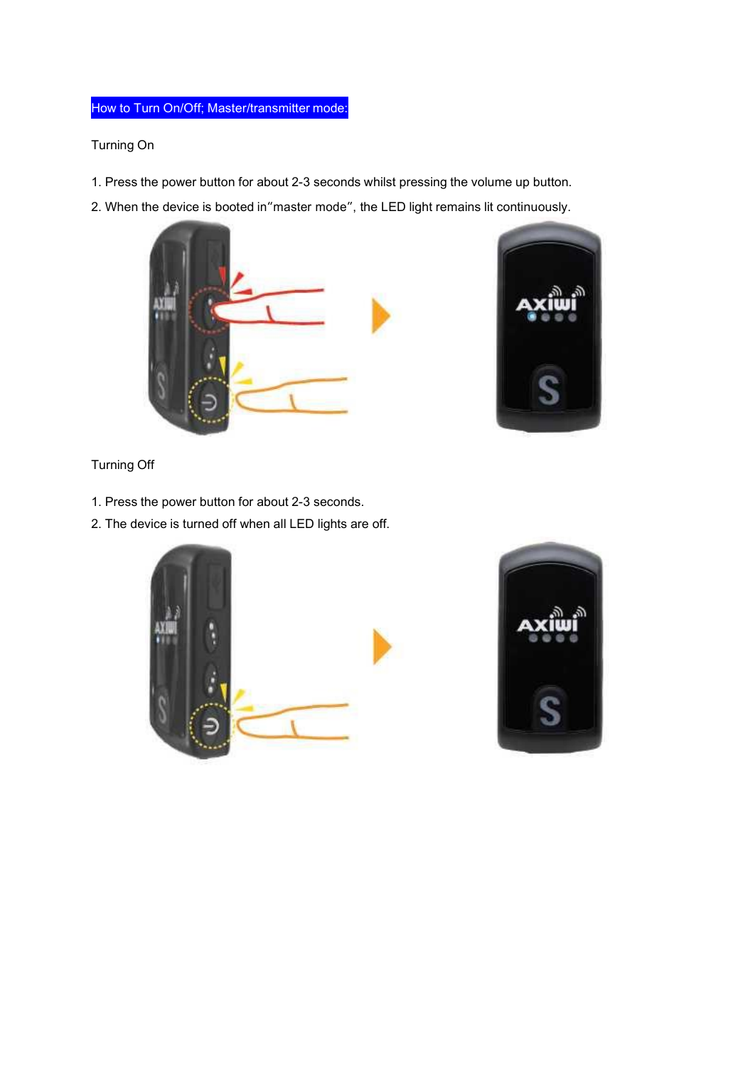## How to Turn On/Off; Master/transmitter mode:

Turning On

1. Press the power button for about 2-3 seconds whilst pressing the volume up button.
2. When the device is booted in“master mode”, the LED light remains lit continuously.

Turning Off

1. Press the power button for about 2-3 seconds.
2. The device is turned off when all LED lights are off.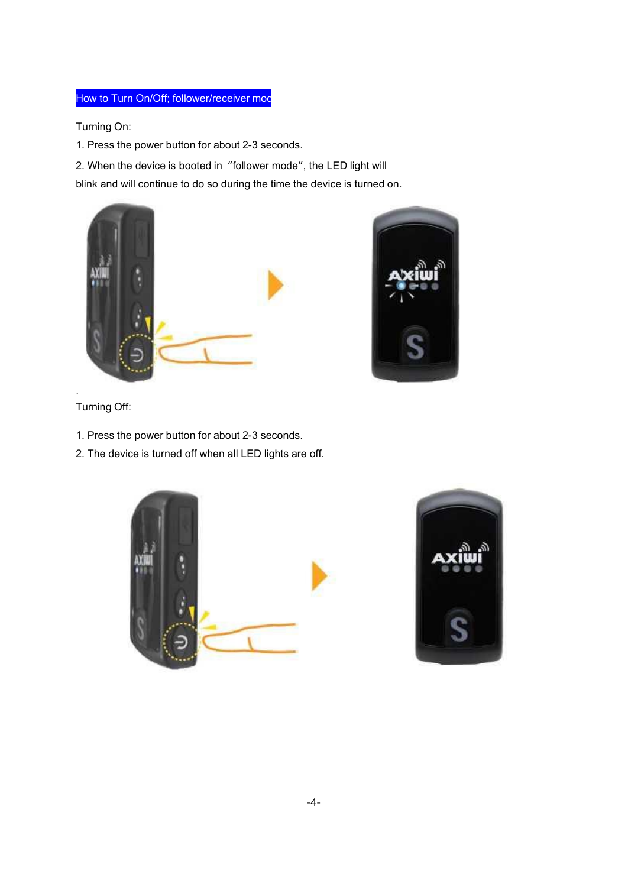## How to Turn On/Off; follower/receiver mod

Turning On:

1. Press the power button for about 2-3 seconds.
2. When the device is booted in "follower mode", the LED light will blink and will continue to do so during the time the device is turned on.

.

Turning Off:

1. Press the power button for about 2-3 seconds.
2. The device is turned off when all LED lights are off.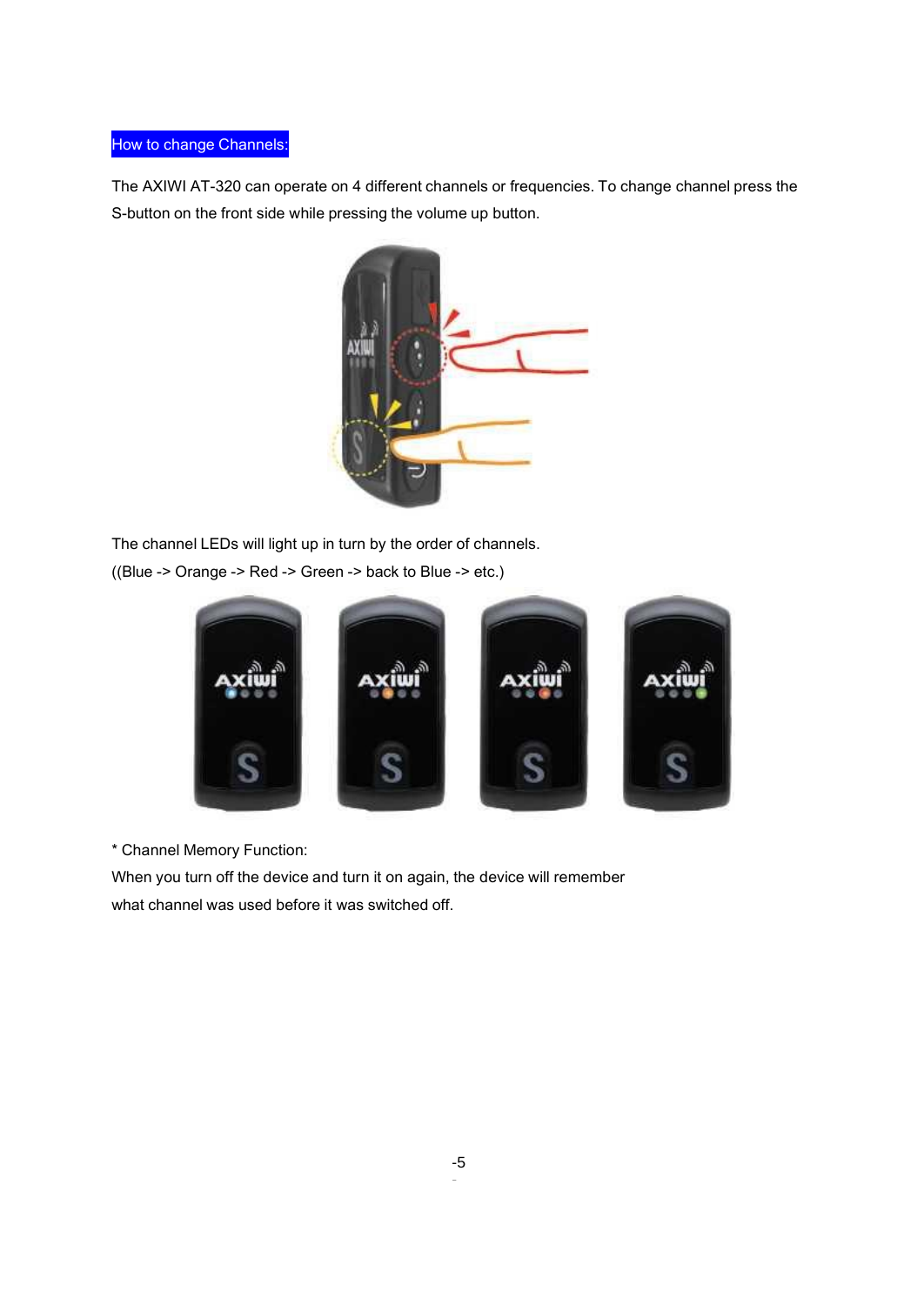## How to change Channels:

The AXIWI AT-320 can operate on 4 different channels or frequencies. To change channel press the S-button on the front side while pressing the volume up button.

The channel LEDs will light up in turn by the order of channels.
((Blue -> Orange -> Red -> Green -> back to Blue -> etc.)

* Channel Memory Function:
When you turn off the device and turn it on again, the device will remember what channel was used before it was switched off.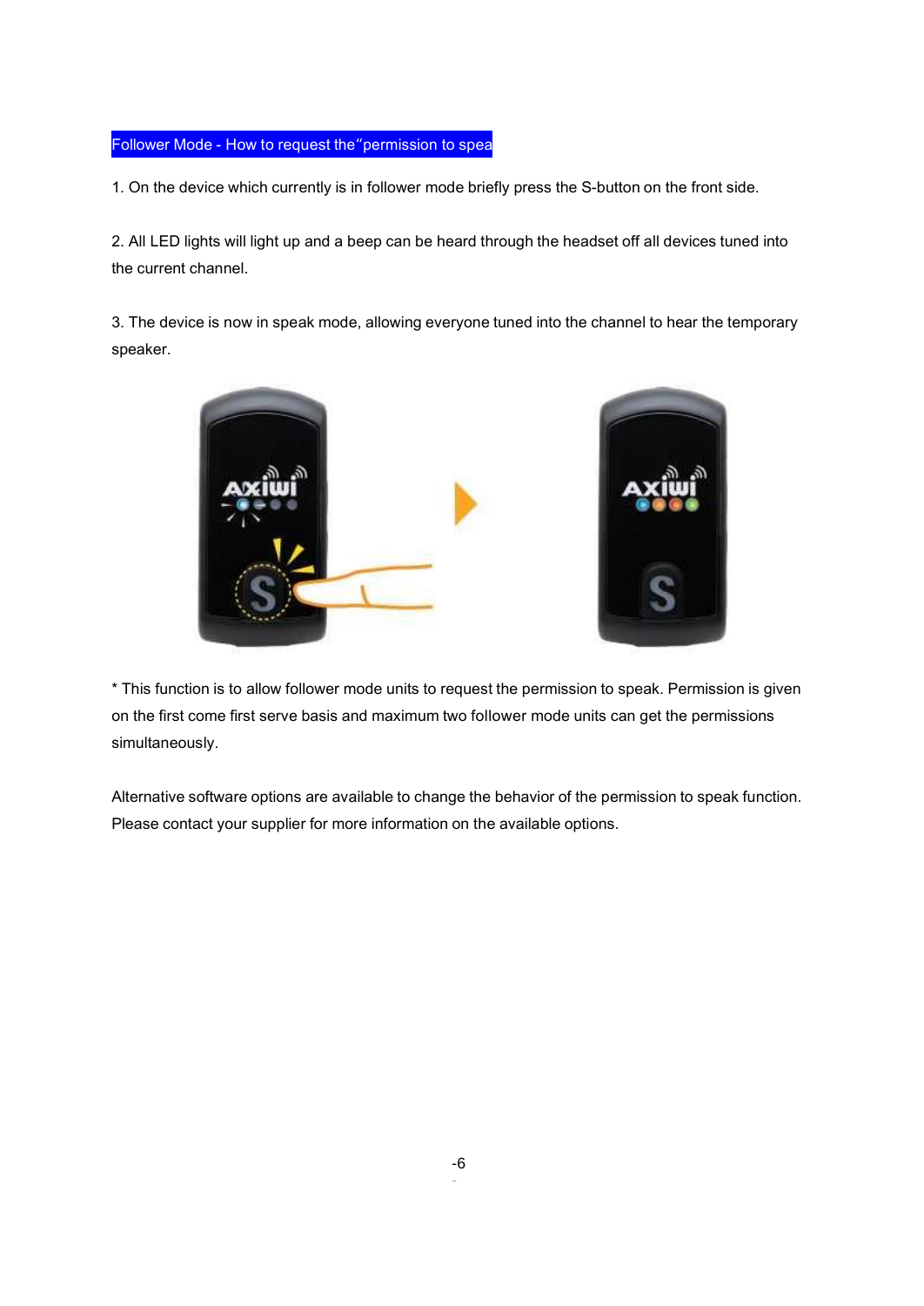## Follower Mode - How to request the“permission to spea

1. On the device which currently is in follower mode briefly press the S-button on the front side.

2. All LED lights will light up and a beep can be heard through the headset off all devices tuned into the current channel.

3. The device is now in speak mode, allowing everyone tuned into the channel to hear the temporary speaker.

* This function is to allow follower mode units to request the permission to speak. Permission is given on the first come first serve basis and maximum two follower mode units can get the permissions simultaneously.

Alternative software options are available to change the behavior of the permission to speak function. Please contact your supplier for more information on the available options.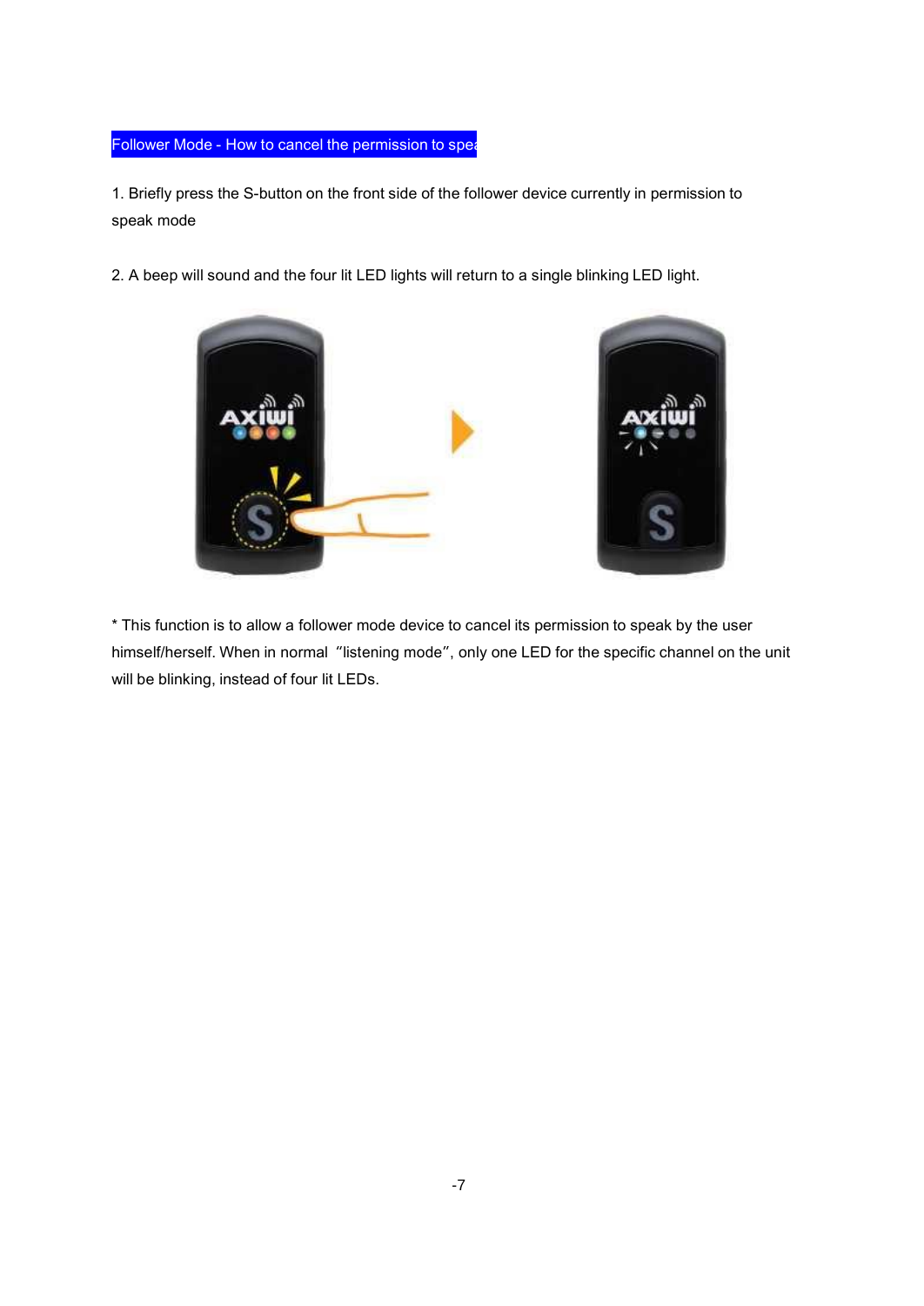## Follower Mode - How to cancel the permission to spea

1. Briefly press the S-button on the front side of the follower device currently in permission to speak mode

2. A beep will sound and the four lit LED lights will return to a single blinking LED light.

* This function is to allow a follower mode device to cancel its permission to speak by the user himself/herself. When in normal “listening mode”, only one LED for the specific channel on the unit will be blinking, instead of four lit LEDs.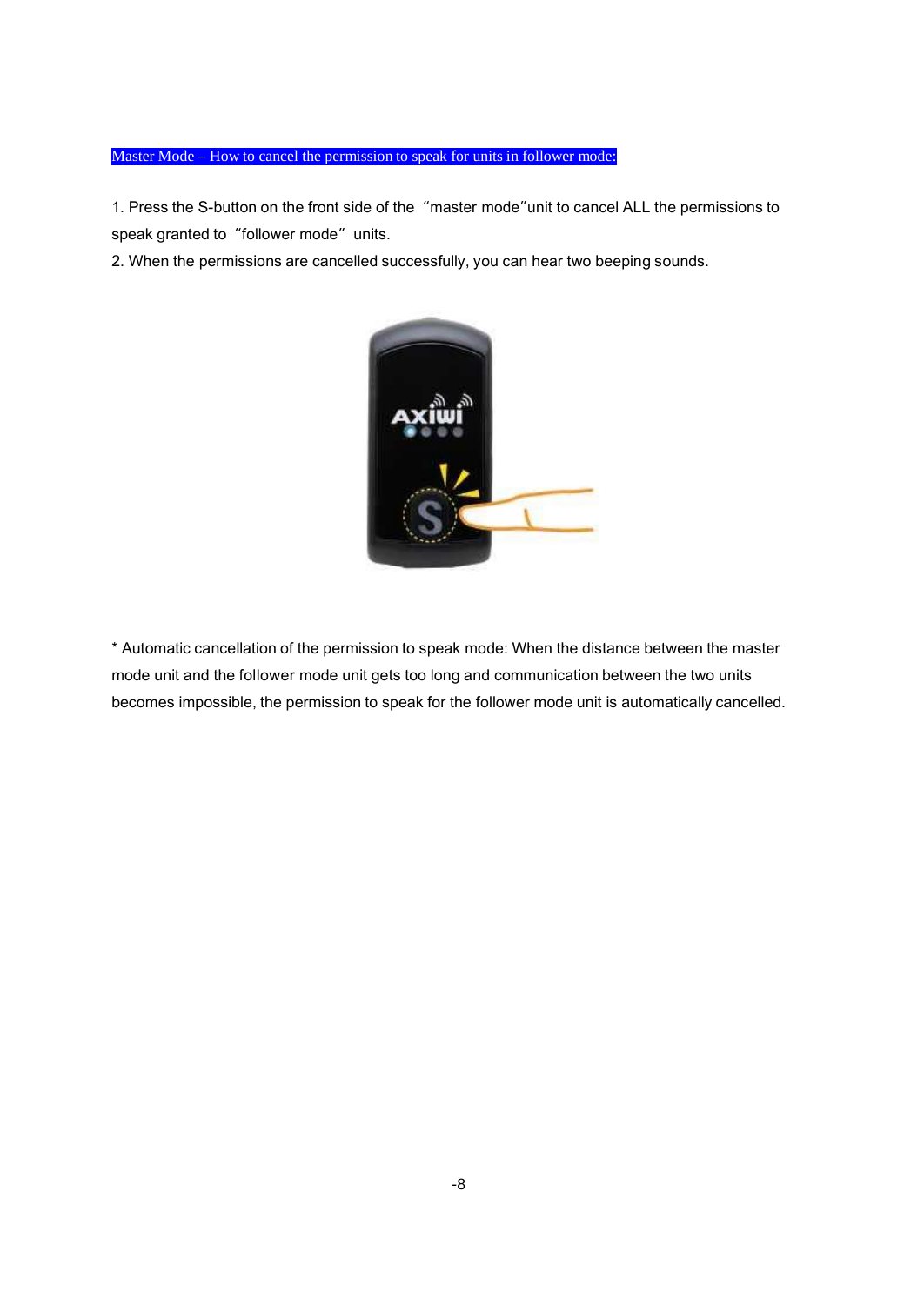## Master Mode – How to cancel the permission to speak for units in follower mode:

1. Press the S-button on the front side of the "master mode" unit to cancel ALL the permissions to speak granted to "follower mode" units.
2. When the permissions are cancelled successfully, you can hear two beeping sounds.

* Automatic cancellation of the permission to speak mode: When the distance between the master mode unit and the follower mode unit gets too long and communication between the two units becomes impossible, the permission to speak for the follower mode unit is automatically cancelled.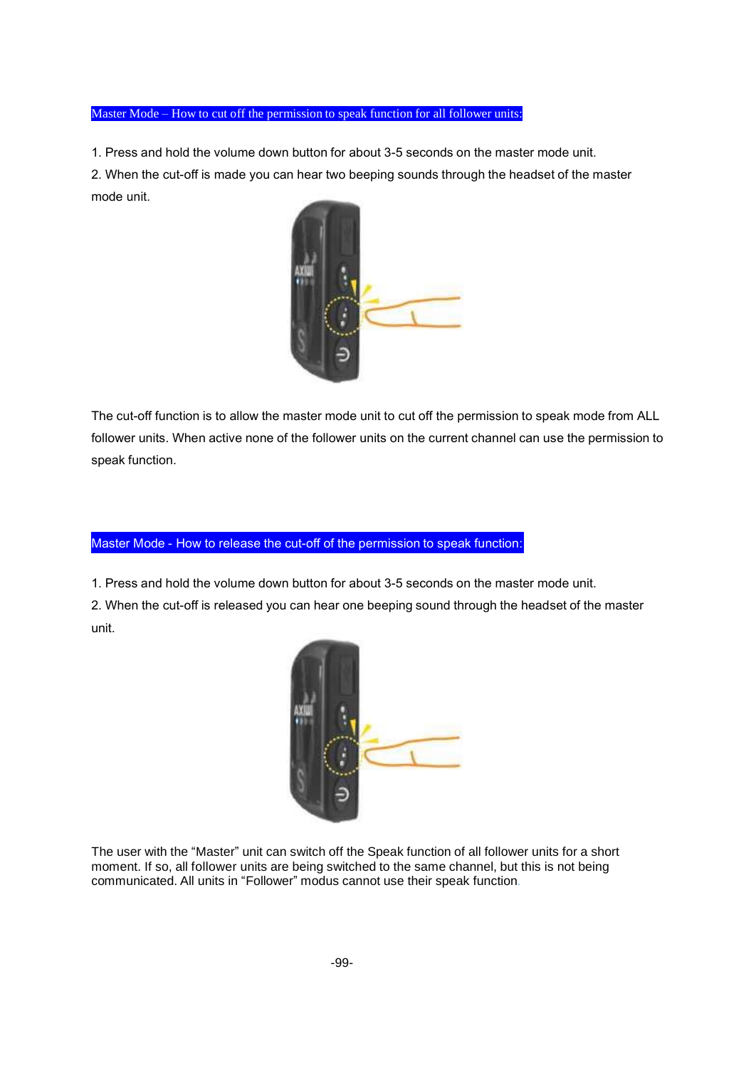## Master Mode – How to cut off the permission to speak function for all follower units:

1. Press and hold the volume down button for about 3-5 seconds on the master mode unit.
2. When the cut-off is made you can hear two beeping sounds through the headset of the master mode unit.

The cut-off function is to allow the master mode unit to cut off the permission to speak mode from ALL follower units. When active none of the follower units on the current channel can use the permission to speak function.

## Master Mode - How to release the cut-off of the permission to speak function:

1. Press and hold the volume down button for about 3-5 seconds on the master mode unit.
2. When the cut-off is released you can hear one beeping sound through the headset of the master unit.

The user with the “Master” unit can switch off the Speak function of all follower units for a short moment. If so, all follower units are being switched to the same channel, but this is not being communicated. All units in “Follower” modus cannot use their speak function.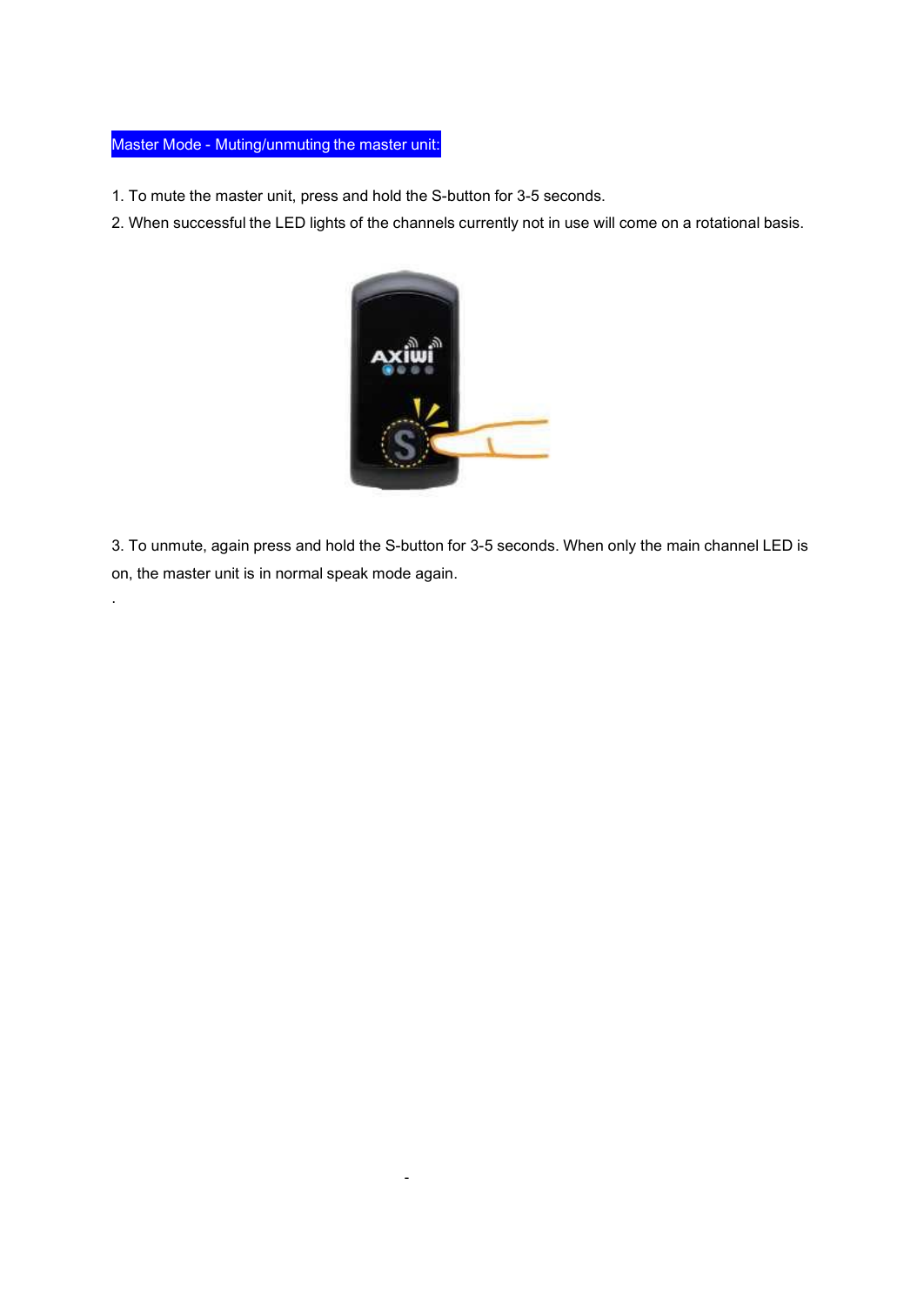## Master Mode - Muting/unmuting the master unit:

1. To mute the master unit, press and hold the S-button for 3-5 seconds.
2. When successful the LED lights of the channels currently not in use will come on a rotational basis.

3. To unmute, again press and hold the S-button for 3-5 seconds. When only the main channel LED is on, the master unit is in normal speak mode again.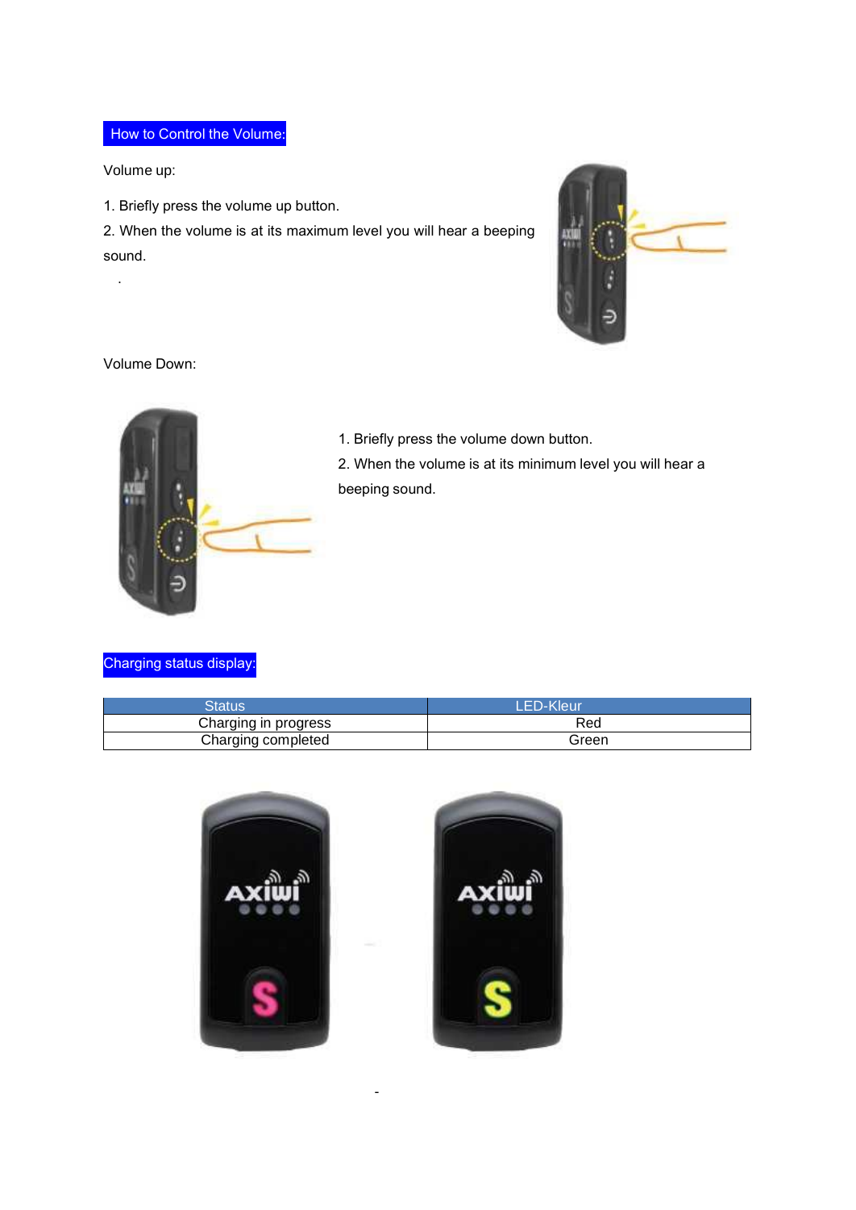## How to Control the Volume:

Volume up:

1. Briefly press the volume up button.
2. When the volume is at its maximum level you will hear a beeping sound.

Volume Down:

1. Briefly press the volume down button.
2. When the volume is at its minimum level you will hear a beeping sound.

## Charging status display:

| Status | LED-Kleur |
| --- | --- |
| Charging in progress | Red |
| Charging completed | Green |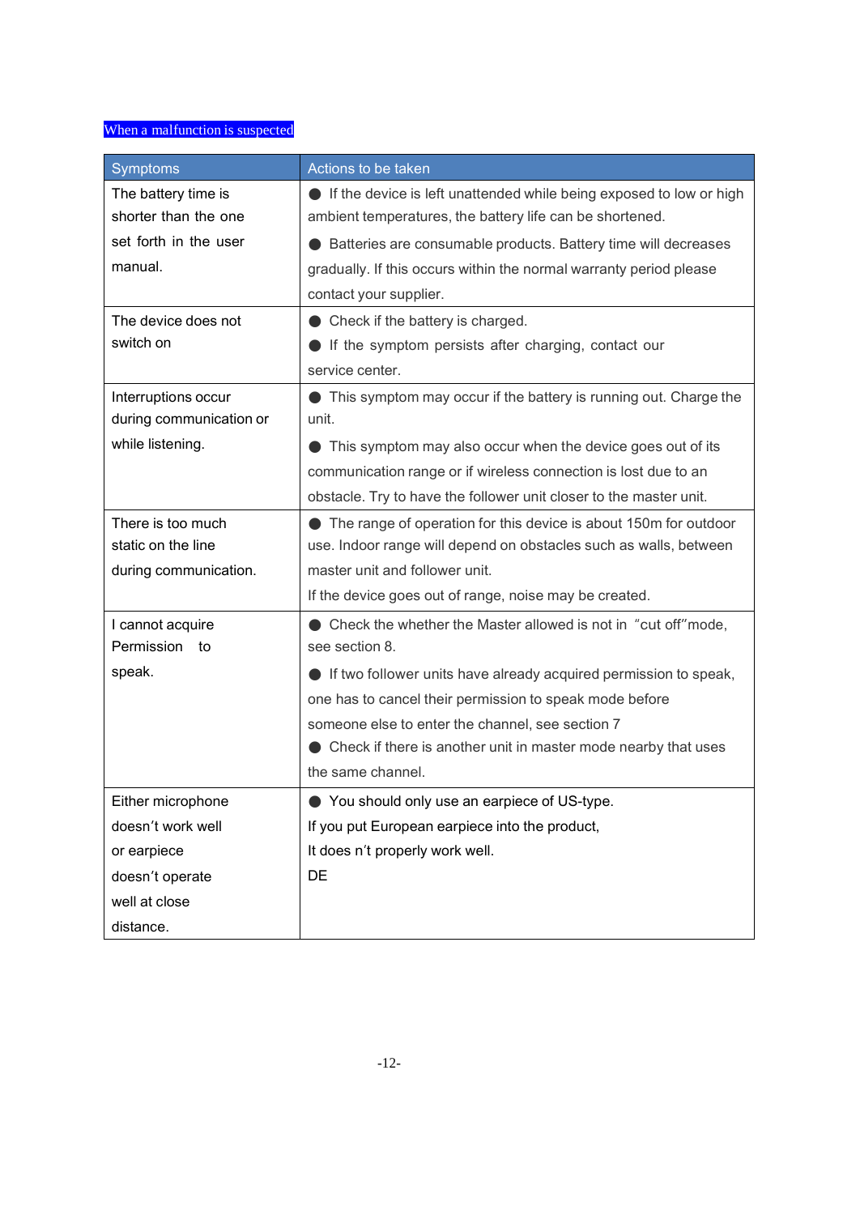## When a malfunction is suspected

| Symptoms | Actions to be taken |
| --- | --- |
| The battery time is shorter than the one set forth in the user manual. | ● If the device is left unattended while being exposed to low or high ambient temperatures, the battery life can be shortened.<br>● Batteries are consumable products. Battery time will decreases gradually. If this occurs within the normal warranty period please contact your supplier. |
| The device does not switch on | ● Check if the battery is charged.<br>● If the symptom persists after charging, contact our service center. |
| Interruptions occur during communication or while listening. | ● This symptom may occur if the battery is running out. Charge the unit.<br>● This symptom may also occur when the device goes out of its communication range or if wireless connection is lost due to an obstacle. Try to have the follower unit closer to the master unit. |
| There is too much static on the line during communication. | ● The range of operation for this device is about 150m for outdoor use. Indoor range will depend on obstacles such as walls, between master unit and follower unit.<br>If the device goes out of range, noise may be created. |
| I cannot acquire Permission to speak. | ● Check the whether the Master allowed is not in “cut off”mode, see section 8.<br>● If two follower units have already acquired permission to speak, one has to cancel their permission to speak mode before someone else to enter the channel, see section 7<br>● Check if there is another unit in master mode nearby that uses the same channel. |
| Either microphone doesn’t work well or earpiece doesn’t operate well at close distance. | ● You should only use an earpiece of US-type.<br>If you put European earpiece into the product,<br>It does n’t properly work well.<br>DE |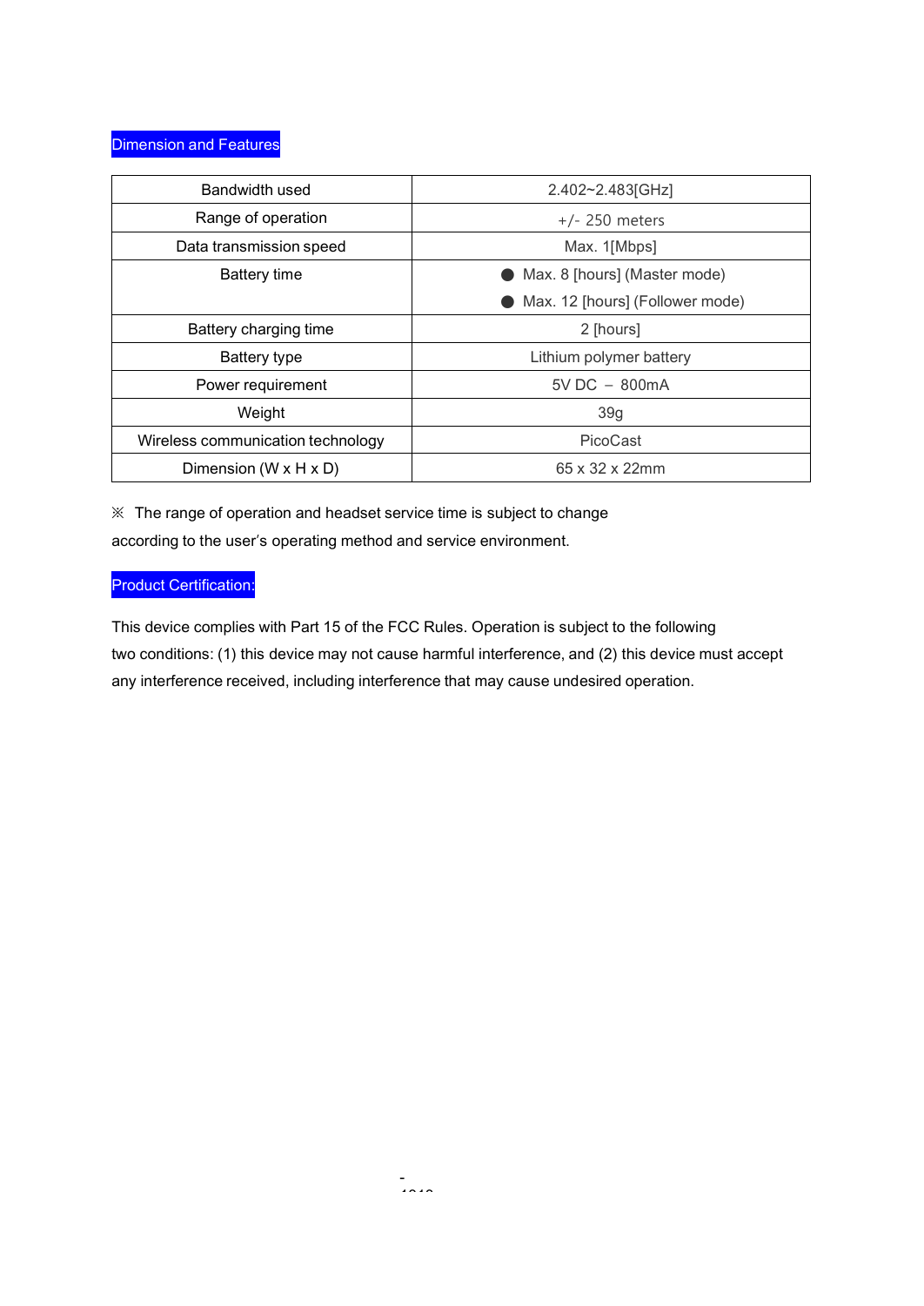## Dimension and Features

| | |
|---|---|
| Bandwidth used | 2.402~2.483[GHz] |
| Range of operation | +/- 250 meters |
| Data transmission speed | Max. 1[Mbps] |
| Battery time | ● Max. 8 [hours] (Master mode)<br>● Max. 12 [hours] (Follower mode) |
| Battery charging time | 2 [hours] |
| Battery type | Lithium polymer battery |
| Power requirement | 5V DC – 800mA |
| Weight | 39g |
| Wireless communication technology | PicoCast |
| Dimension (W x H x D) | 65 x 32 x 22mm |

※ The range of operation and headset service time is subject to change according to the user's operating method and service environment.

## Product Certification:

This device complies with Part 15 of the FCC Rules. Operation is subject to the following two conditions: (1) this device may not cause harmful interference, and (2) this device must accept any interference received, including interference that may cause undesired operation.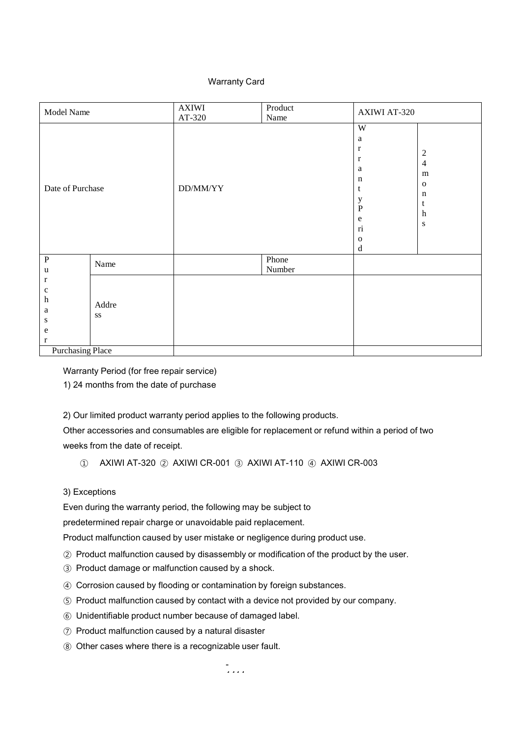Warranty Card

| Model Name | | AXIWI AT-320 | Product Name | AXIWI AT-320 | |
|---|---|---|---|---|---|
| Date of Purchase | | DD/MM/YY | | Warranty Period | 24 months |
| Purchaser | Name | | Phone Number | | |
| | Address | | | | |
| Purchasing Place | | | | | |

Warranty Period (for free repair service)

1) 24 months from the date of purchase

2) Our limited product warranty period applies to the following products.

Other accessories and consumables are eligible for replacement or refund within a period of two weeks from the date of receipt.

① AXIWI AT-320 ② AXIWI CR-001 ③ AXIWI AT-110 ④ AXIWI CR-003

3) Exceptions

Even during the warranty period, the following may be subject to predetermined repair charge or unavoidable paid replacement.

Product malfunction caused by user mistake or negligence during product use.

② Product malfunction caused by disassembly or modification of the product by the user.

③ Product damage or malfunction caused by a shock.

④ Corrosion caused by flooding or contamination by foreign substances.

⑤ Product malfunction caused by contact with a device not provided by our company.

⑥ Unidentifiable product number because of damaged label.

⑦ Product malfunction caused by a natural disaster

⑧ Other cases where there is a recognizable user fault.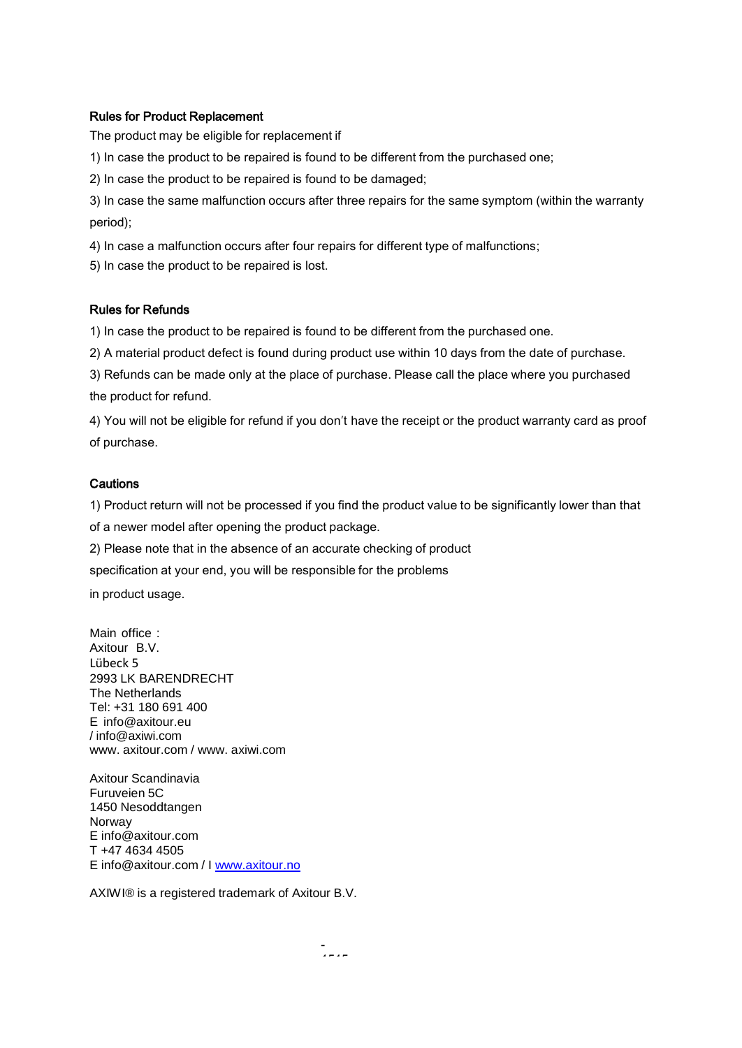## Rules for Product Replacement

The product may be eligible for replacement if

1) In case the product to be repaired is found to be different from the purchased one;

2) In case the product to be repaired is found to be damaged;

3) In case the same malfunction occurs after three repairs for the same symptom (within the warranty period);

4) In case a malfunction occurs after four repairs for different type of malfunctions;

5) In case the product to be repaired is lost.

## Rules for Refunds

1) In case the product to be repaired is found to be different from the purchased one.

2) A material product defect is found during product use within 10 days from the date of purchase.

3) Refunds can be made only at the place of purchase. Please call the place where you purchased the product for refund.

4) You will not be eligible for refund if you don't have the receipt or the product warranty card as proof of purchase.

## Cautions

1) Product return will not be processed if you find the product value to be significantly lower than that of a newer model after opening the product package.

2) Please note that in the absence of an accurate checking of product specification at your end, you will be responsible for the problems in product usage.

Main office :
Axitour B.V.
Lübeck 5
2993 LK BARENDRECHT
The Netherlands
Tel: +31 180 691 400
E info@axitour.eu
/ info@axiwi.com
www. axitour.com / www. axiwi.com

Axitour Scandinavia
Furuveien 5C
1450 Nesoddtangen
Norway
E info@axitour.com
T +47 4634 4505
E info@axitour.com / I www.axitour.no

AXIWI® is a registered trademark of Axitour B.V.